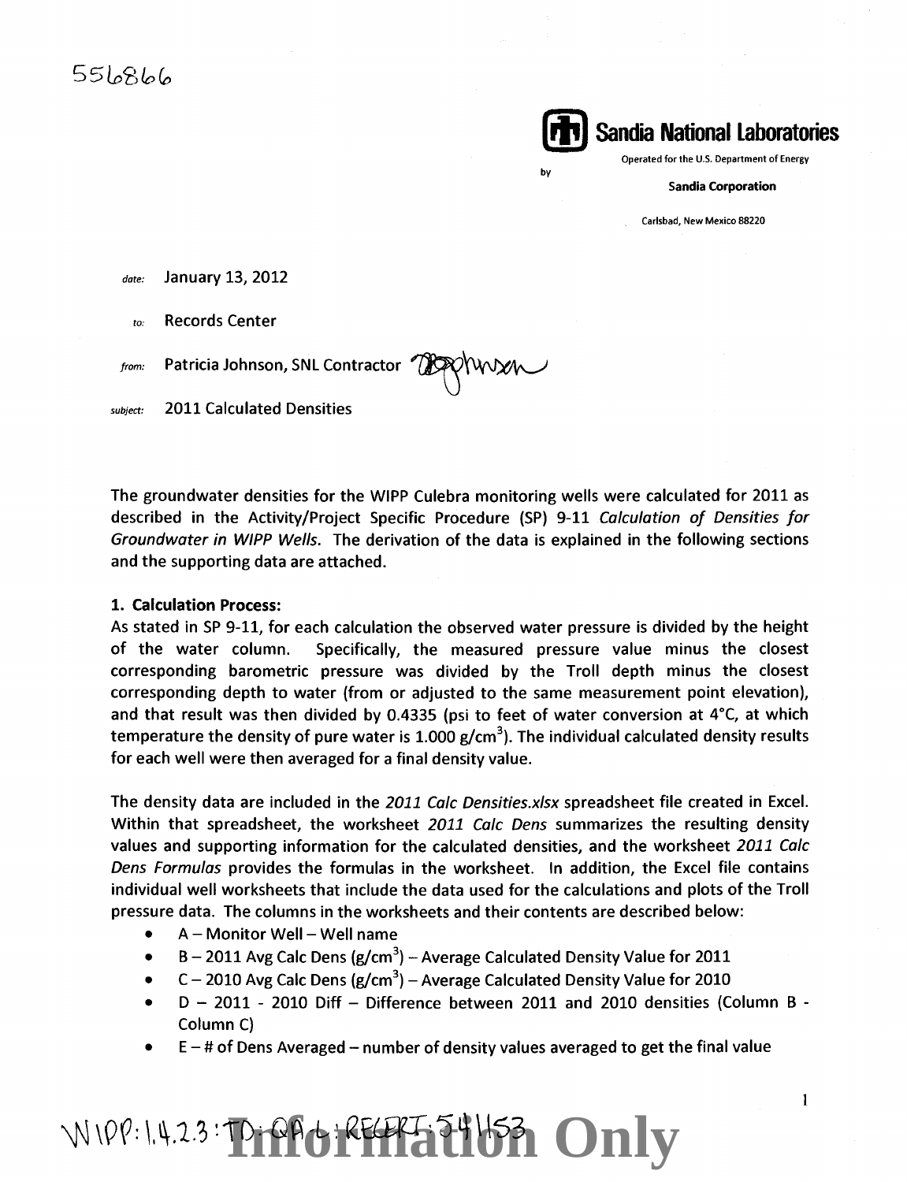556866

**Sandia National Laboratories**

Operated for the U.S. Department of Energy

by

Sandia Corporation

Carlsbad, New Mexico 88220

*date:* January 13, 2012

*to:* Records Center

*from:* Patricia Johnson, SNL Contractor

*subject:* 2011 Calculated Densities

The groundwater densities for the WIPP Culebra monitoring wells were calculated for 2011 as described in the Activity/Project Specific Procedure (SP) 9-11 *Calculation of Densities for Groundwater in WIPP Wells*. The derivation of the data is explained in the following sections and the supporting data are attached.

**1. Calculation Process:**

As stated in SP 9-11, for each calculation the observed water pressure is divided by the height of the water column. Specifically, the measured pressure value minus the closest corresponding barometric pressure was divided by the Troll depth minus the closest corresponding depth to water (from or adjusted to the same measurement point elevation), and that result was then divided by 0.4335 (psi to feet of water conversion at 4°C, at which temperature the density of pure water is 1.000 g/cm$^3$). The individual calculated density results for each well were then averaged for a final density value.

The density data are included in the *2011 Calc Densities.xlsx* spreadsheet file created in Excel. Within that spreadsheet, the worksheet *2011 Calc Dens* summarizes the resulting density values and supporting information for the calculated densities, and the worksheet *2011 Calc Dens Formulas* provides the formulas in the worksheet. In addition, the Excel file contains individual well worksheets that include the data used for the calculations and plots of the Troll pressure data. The columns in the worksheets and their contents are described below:

- A – Monitor Well – Well name
- B – 2011 Avg Calc Dens (g/cm$^3$) – Average Calculated Density Value for 2011
- C – 2010 Avg Calc Dens (g/cm$^3$) – Average Calculated Density Value for 2010
- D – 2011 - 2010 Diff – Difference between 2011 and 2010 densities (Column B - Column C)
- E – # of Dens Averaged – number of density values averaged to get the final value

WIPP:1.4.2.3:TD:QA-L:RECERT:54153

Information Only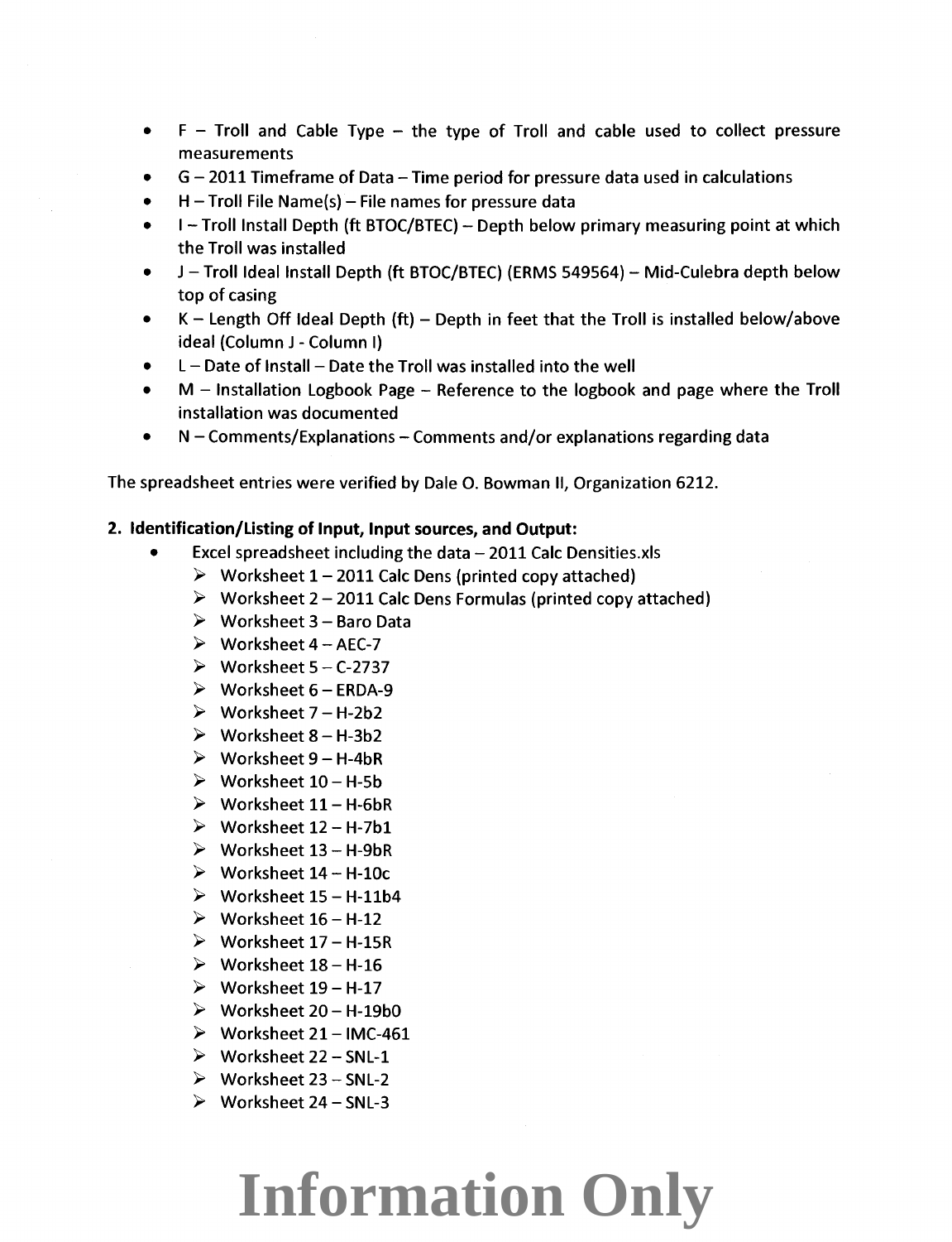- F – Troll and Cable Type – the type of Troll and cable used to collect pressure measurements
- G – 2011 Timeframe of Data – Time period for pressure data used in calculations
- H – Troll File Name(s) – File names for pressure data
- I – Troll Install Depth (ft BTOC/BTEC) – Depth below primary measuring point at which the Troll was installed
- J – Troll Ideal Install Depth (ft BTOC/BTEC) (ERMS 549564) – Mid-Culebra depth below top of casing
- K – Length Off Ideal Depth (ft) – Depth in feet that the Troll is installed below/above ideal (Column J - Column I)
- L – Date of Install – Date the Troll was installed into the well
- M – Installation Logbook Page – Reference to the logbook and page where the Troll installation was documented
- N – Comments/Explanations – Comments and/or explanations regarding data

The spreadsheet entries were verified by Dale O. Bowman II, Organization 6212.

**2. Identification/Listing of Input, Input sources, and Output:**

- Excel spreadsheet including the data – 2011 Calc Densities.xls
  - Worksheet 1 – 2011 Calc Dens (printed copy attached)
  - Worksheet 2 – 2011 Calc Dens Formulas (printed copy attached)
  - Worksheet 3 – Baro Data
  - Worksheet 4 – AEC-7
  - Worksheet 5 – C-2737
  - Worksheet 6 – ERDA-9
  - Worksheet 7 – H-2b2
  - Worksheet 8 – H-3b2
  - Worksheet 9 – H-4bR
  - Worksheet 10 – H-5b
  - Worksheet 11 – H-6bR
  - Worksheet 12 – H-7b1
  - Worksheet 13 – H-9bR
  - Worksheet 14 – H-10c
  - Worksheet 15 – H-11b4
  - Worksheet 16 – H-12
  - Worksheet 17 – H-15R
  - Worksheet 18 – H-16
  - Worksheet 19 – H-17
  - Worksheet 20 – H-19b0
  - Worksheet 21 – IMC-461
  - Worksheet 22 – SNL-1
  - Worksheet 23 – SNL-2
  - Worksheet 24 – SNL-3

**Information Only**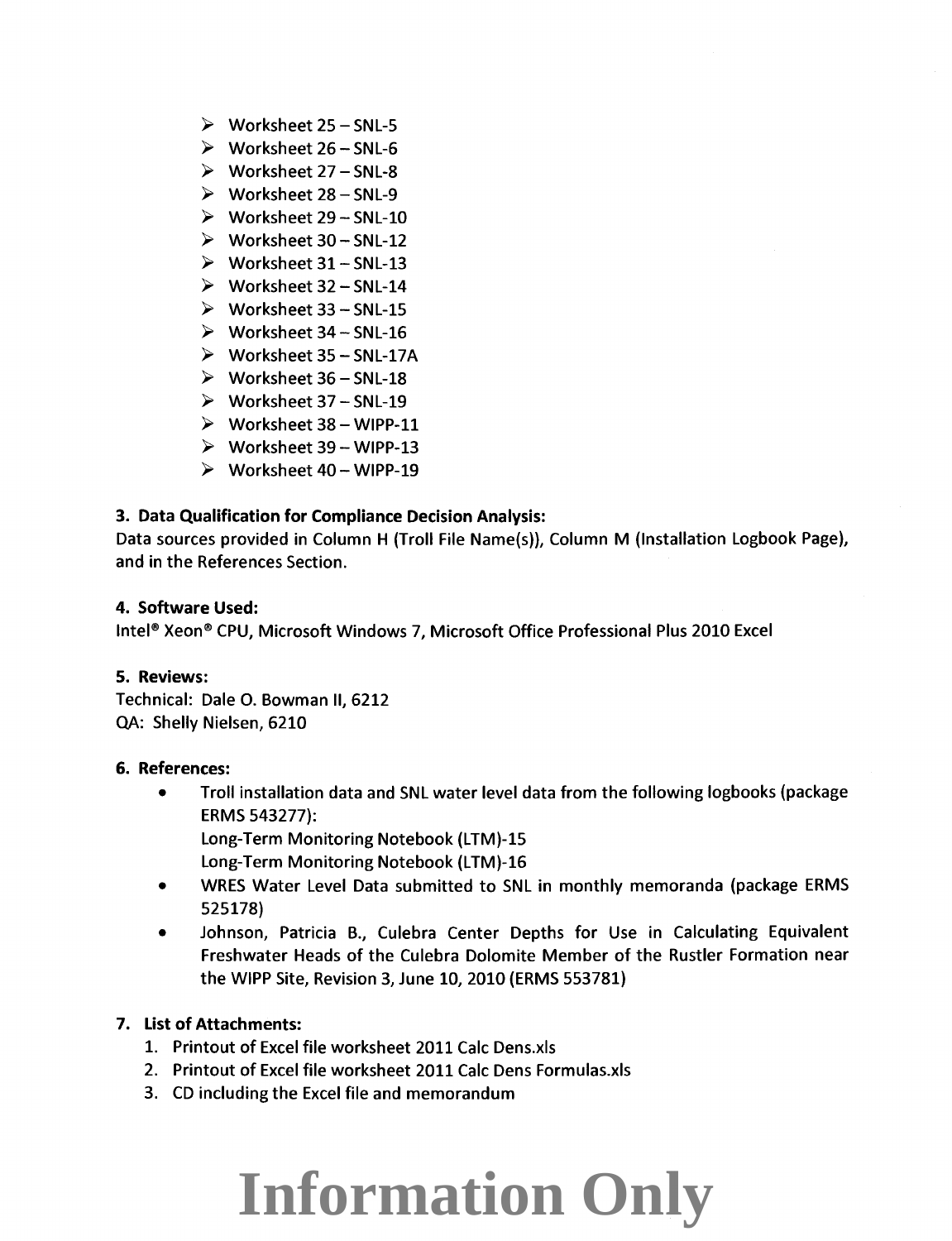- Worksheet 25 – SNL-5
- Worksheet 26 – SNL-6
- Worksheet 27 – SNL-8
- Worksheet 28 – SNL-9
- Worksheet 29 – SNL-10
- Worksheet 30 – SNL-12
- Worksheet 31 – SNL-13
- Worksheet 32 – SNL-14
- Worksheet 33 – SNL-15
- Worksheet 34 – SNL-16
- Worksheet 35 – SNL-17A
- Worksheet 36 – SNL-18
- Worksheet 37 – SNL-19
- Worksheet 38 – WIPP-11
- Worksheet 39 – WIPP-13
- Worksheet 40 – WIPP-19

**3. Data Qualification for Compliance Decision Analysis:**
Data sources provided in Column H (Troll File Name(s)), Column M (Installation Logbook Page), and in the References Section.

**4. Software Used:**
Intel® Xeon® CPU, Microsoft Windows 7, Microsoft Office Professional Plus 2010 Excel

**5. Reviews:**
Technical: Dale O. Bowman II, 6212
QA: Shelly Nielsen, 6210

**6. References:**

- Troll installation data and SNL water level data from the following logbooks (package ERMS 543277):
  Long-Term Monitoring Notebook (LTM)-15
  Long-Term Monitoring Notebook (LTM)-16
- WRES Water Level Data submitted to SNL in monthly memoranda (package ERMS 525178)
- Johnson, Patricia B., Culebra Center Depths for Use in Calculating Equivalent Freshwater Heads of the Culebra Dolomite Member of the Rustler Formation near the WIPP Site, Revision 3, June 10, 2010 (ERMS 553781)

**7. List of Attachments:**

1. Printout of Excel file worksheet 2011 Calc Dens.xls
2. Printout of Excel file worksheet 2011 Calc Dens Formulas.xls
3. CD including the Excel file and memorandum

**Information Only**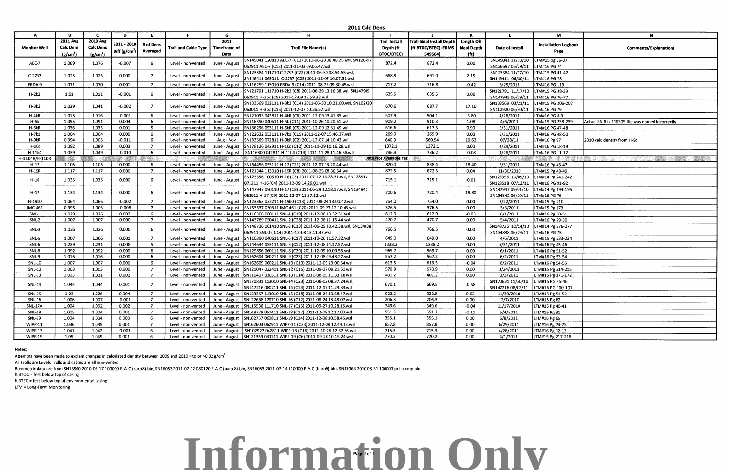## 2011 Calc Dens

| A | B | C | D | E | F | G | H | I | J | K | L | M | N |
|---|---|---|---|---|---|---|---|---|---|---|---|---|---|
| Monitor Well | 2011 Avg Calc Dens (g/cm$^3$) | 2010 Avg Calc Dens (g/cm$^3$) | 2011 - 2010 Diff (g/cm$^3$) | # of Dens Averaged | Troll and Cable Type | 2011 Timeframe of Data | Troll File Name(s) | Troll Install Depth (ft BTOC/BTEC) | Troll Ideal Install Depth (ft BTOC/BTEC) (ERMS 549564) | Length Off Ideal Depth (ft) | Date of Install | Installation Logbook Page | Comments/Explanations |
| AEC-7 | 1.069 | 1.076 | -0.007 | 6 | Level - non-vented | June - August | SN149041 120810 AEC-7 (C12) 2011-06-29 08.48.25.wsl, SN126697 062911 AEC-7 (C13) 2011-11-03 09.05.47.wsl | 872.4 | 872.4 | 0.00 | SN149041 11/10/10 SN126697 06/29/11 | LTM#15 pg 36-37 LTM#16 PG 74 | |
| C-2737 | 1.025 | 1.025 | 0.000 | 7 | Level - non-vented | June - August | SN123384 111710 C-2737 (C22) 2011-06-30 08.54.55.wsl, SN146411 063011 C-2737 (C23) 2011-12-07 10.07.31.wsl | 688.9 | 691.0 | 2.15 | SN123384 11/17/10 SN146411 06/30/11 | LTM#15 PG 41-42 LTM#16 PG 78 | |
| ERDA-9 | 1.071 | 1.070 | 0.001 | 7 | Level - non-vented | June - August | SN116299 113010 ERDA-9 (C14) 2011-08-25 09.30.45.wsl | 717.2 | 716.8 | -0.42 | 8/25/2011 | LTM#16 PG 119 | |
| H-2b2 | 1.01 | 1.011 | -0.001 | 6 | Level - non-vented | June - August | SN121791 111710 H-2b2 (C8) 2011-06-29 13.16.38.wsl, SN147945 062911 H-2b2 (C9) 2011-12-09 13.59.33.wsl | 635.5 | 635.5 | 0.00 | SN121791 11/17/10 SN147945 06/29/11 | LTM#15 PG 38-39 LTM#16 PG 76-77 | |
| H-3b2 | 1.039 | 1.041 | -0.002 | 7 | Level - non-vented | June - August | SN133569 032111 H-3b2 (C14) 2011-06-30 10.21.00.wsl, SN102920 063011 H-3b2 (C15) 2011-12-07 10.26.57.wsl | 670.6 | 687.7 | 17.10 | SN133569 03/21/11 SN102920 06/30/11 | LTM#15 PG 206-207 LTM#16 PG 79 | |
| H-4bR | 1.015 | 1.016 | -0.001 | 6 | Level - non-vented | June - August | SN121033 042811 H-4bR (C6) 2011-12-09 13.41.35.wsl | 507.9 | 504.1 | -3.80 | 4/28/2011 | LTM#16 PG 8-9 | |
| H-5b | 1.095 | 1.091 | 0.004 | 6 | Level - non-vented | June - August | SN116350 040611 H-5b (C11) 2011-10-26 10.20.51.wsl | 909.2 | 910.3 | 1.08 | 4/6/2011 | LTM#15 PG 238-239 | Actual SN # is 116305 file was named incorrectly |
| H-6bR | 1.036 | 1.035 | 0.001 | 5 | Level - non-vented | June - August | SN136296 053111 H-6bR (C5) 2011-12-09 12.31.49.wsl | 616.6 | 617.5 | 0.90 | 5/31/2011 | LTM#16 PG 47-48 | |
| H-7b1 | 1.004 | 1.004 | 0.000 | 6 | Level - non-vented | June - August | SN122632 053111 H-7b1 (C15) 2011-12-07 15.46.27.wsl | 269.9 | 269.9 | 0.00 | 5/31/2011 | LTM#16 PG 48-50 | |
| H-9bR | 0.994 | 1.005 | -0.011 | 6 | Level - non-vented | Aug - Nov | SN133569 072811 H-9bR (C2) 2011-12-07 14.10.43.wsl | 640.9 | 660.54 | 19.62 | 07/28/11 | LTM#16 Pg 97 | 2010 calc density from H-9c |
| H-10c | 1.092 | 1.089 | 0.003 | 7 | Level - non-vented | June - August | SN178126 042911 H-10c (C12) 2011-11-29 10.16.28.wsl | 1372.1 | 1372.1 | 0.00 | 4/29/2011 | LTM#16 PG 18-19 | |
| H-11b4 | 1.039 | 1.049 | -0.010 | 6 | Level - non-vented | June - August | SN116300 042811 H-11b4 (C14) 2011-11-28 11.46.50.wsl | 736.3 | 736.2 | -0.08 | 4/28/2011 | LTM#16 PG 11-12 | |
| H-11b4R/H-11bR | | | | | | | | Data Not Available Yet | | | | | |
| H-12 | 1.105 | 1.105 | 0.000 | 6 | Level - non-vented | June - August | SN164456 053111 H-12 (C21) 2011-12-07 13.20.44.wsl | 820.0 | 838.4 | 18.40 | 5/31/2011 | LTM#16 Pg 46-47 | |
| H-15R | 1.117 | 1.117 | 0.000 | 7 | Level - non-vented | June - August | SN121344 113010 H-15R (C8) 2011-08-25 08.36.54.wsl | 872.5 | 872.5 | 0.04 | 11/30/2010 | LTM#15 Pg 48-49 | |
| H-16 | 1.035 | 1.035 | 0.000 | 6 | Level - non-vented | June - August | SN123356 100510 H-16 (C3) 2011-07-12 10.28.31.wsl, SN128513 071211 H-16 (C4) 2011-12-09 14.26.01.wsl | 715.1 | 715.1 | -0.01 | SN123356 10/05/10 SN128513 07/12/11 | LTM#14 Pg 241-242 LTM#16 PG 91-92 | |
| H-17 | 1.134 | 1.134 | 0.000 | 6 | Level - non-vented | June - August | SN147947 090110 H-17 (C8) 2011-06-29 12.18.17.wsl, SN134842 062911 H-17 (C9) 2011-12-07 11.37.12.wsl | 700.6 | 720.4 | 19.80 | SN147947 09/01/10 SN134842 06/29/11 | LTM#14 Pg 194-195 LTM#16 PG 76 | |
| H-19b0 | 1.064 | 1.066 | -0.002 | 7 | Level - non-vented | June - August | SN123363 032211 H-19b0 (C13) 2011-08-24 13.00.42.wsl | 754.0 | 754.0 | 0.00 | 3/22/2011 | LTM#15 Pg 210 | |
| IMC-461 | 0.995 | 1.003 | -0.008 | 7 | Level - non-vented | June - August | SN153537 030311 IMC-461 (C20) 2011-09-27 12.10.43.wsl | 376.5 | 376.5 | 0.00 | 3/3/2011 | LTM#15 Pg 173 | |
| SNL-1 | 1.029 | 1.026 | 0.003 | 6 | Level - non-vented | June - August | SN116306 060111 SNL-1 (C19) 2011-12-08 13.32.31.wsl | 612.9 | 612.9 | -0.03 | 6/1/2011 | LTM#16 Pg 50-51 | |
| SNL-2 | 1.007 | 1.007 | 0.000 | 7 | Level - non-vented | June - August | SN143789 050411 SNL-2 (C28) 2011-12-08 11.15.44.wsl | 470.7 | 470.7 | 0.00 | 5/4/2011 | LTM#16 Pg 29-30 | |
| SNL-3 | 1.026 | 1.026 | 0.000 | 6 | Level - non-vented | June - August | SN148736 101410 SNL-3 (C13) 2011-06-29 10.42.38.wsl, SN134838 062911 SNL-3 (C14) 2011-12-08 13.11.37.wsl | 766.5 | 766.5 | 0.00 | SN148736 10/14/10 SN134838 06/29/11 | LTM#14 Pg 276-277 LTM#16 PG 75 | |
| SNL-5 | 1.007 | 1.006 | 0.001 | 7 | Level - non-vented | June - August | SN110390 040611 SNL-5 (C17) 2011-10-26 11.57.32.wsl | 649.0 | 649.0 | 0.00 | 4/6/2011 | LTM#15 Pg 233-234 | |
| SNL-6 | 1.239 | 1.231 | 0.008 | 5 | Level - non-vented | June - August | SN144634 053111 SNL-6 (C12) 2011-12-08 14.17.57.wsl | 1338.2 | 1338.2 | 0.00 | 5/31/2011 | LTM#16 Pg 45-46 | |
| SNL-8 | 1.092 | 1.092 | 0.000 | 6 | Level - non-vented | June - August | SN129856 060111 SNL-8 (C29) 2011-12-09 10.09.56.wsl | 969.7 | 969.7 | 0.00 | 6/1/2011 | LTM#16 Pg 51-52 | |
| SNL-9 | 1.016 | 1.016 | 0.000 | 6 | Level - non-vented | June - August | SN162604 060211 SNL-9 (C23) 2011-12-08 09.43.27.wsl | 567.2 | 567.2 | 0.00 | 6/2/2011 | LTM#16 Pg 53-54 | |
| SNL-10 | 1.007 | 1.007 | 0.000 | 6 | Level - non-vented | June - August | SN162609 060211 SNL-10 (C13) 2011-12-09 13.00.54.wsl | 613.5 | 613.5 | -0.04 | 6/2/2011 | LTM#16 Pg 54-55 | |
| SNL-12 | 1.003 | 1.003 | 0.000 | 7 | Level - non-vented | June - August | SN121047 032411 SNL-12 (C15) 2011-09-27 09.21.51.wsl | 570.9 | 570.9 | 0.00 | 3/24/2011 | LTM#15 Pg 214-215 | |
| SNL-13 | 1.023 | 1.021 | 0.002 | 7 | Level - non-vented | June - August | SN110407 030311 SNL-13 (C14) 2011-08-25 11.33.18.wsl | 401.2 | 401.2 | 0.00 | 3/3/2011 | LTM#15 Pg 171-172 | |
| SNL-14 | 1.045 | 1.044 | 0.001 | 7 | Level - non-vented | June - August | SN170831 113010 SNL-14 (C23) 2011-08-02 08.37.24.wsl, SN147216 080211 SNL-14 (C24) 2011-12-07 11.23.33.wsl | 670.1 | 669.5 | -0.58 | SN170831 11/30/10 SN147216 08/02/11 | LTM#15 PG 45-46 LTM#16 PG 100-101 | |
| SNL-15 | 1.23 | 1.226 | 0.004 | 7 | Level - non-vented | June - August | SN123357 113010 SNL-15 (C18) 2011-08-24 10.58.47.wsl | 922.2 | 922.8 | 0.62 | 11/30/2010 | LTM#15 Pg 51-52 | |
| SNL-16 | 1.006 | 1.007 | -0.001 | 7 | Level - non-vented | June - August | SN122638 120710 SNL-16 (C12) 2011-08-24 13.48.07.wsl | 206.3 | 206.3 | 0.00 | 12/7/2010 | LTM#15 Pg 62 | |
| SNL-17A | 1.004 | 1.002 | 0.002 | 7 | Level - non-vented | June - August | SN115536 111710 SNL-17 (C15) 2011-09-27 10.28.15.wsl | 349.6 | 349.6 | -0.04 | 11/17/2010 | LTM#15 Pg 40-41 | |
| SNL-18 | 1.005 | 1.004 | 0.001 | 7 | Level - non-vented | June - August | SN148779 050411 SNL-18 (C17) 2011-12-08 12.17.00.wsl | 551.3 | 551.2 | -0.11 | 5/4/2011 | LTM#16 Pg 31 | |
| SNL-19 | 1.004 | 1.004 | 0.000 | 6 | Level - non-vented | June - August | SN162757 060811 SNL-19 (C14) 2011-12-08 10.58.45.wsl | 355.1 | 355.1 | 0.00 | 6/8/2011 | LTM#16 Pg 65 | |
| WIPP-11 | 1.036 | 1.035 | 0.001 | 7 | Level - non-vented | June - August | SN162603 062911 WIPP-11 (C23) 2011-12-08 12.44.13.wsl | 857.8 | 857.8 | 0.00 | 6/29/2011 | LTM#16 Pg 74-75 | |
| WIPP-13 | 1.041 | 1.042 | -0.001 | 6 | Level - non-vented | June - August | SN102927 042811 WIPP-13 (C16) 2011-10-26 12.37.36.wsl | 715.3 | 715.3 | 0.00 | 4/28/2011 | LTM#16 Pg 12-13 | |
| WIPP-19 | 1.05 | 1.049 | 0.001 | 6 | Level - non-vented | June - August | SN121359 040111 WIPP-19 (C6) 2011-09-28 10.15.24.wsl | 770.2 | 770.2 | 0.00 | 4/1/2011 | LTM#15 Pg 217-218 | |

Notes:

Attempts have been made to explain changes in calculated density between 2009 and 2010 = to or >0.02 g/cm$^3$

All Trolls are Levels Trolls and cables are all non-vented

Barometric data are from SN13500 2010-06-17 100000 P-A-C (baro8).bin, SN16053 2011-07-12 080120 P-A-C (baro 8).bin, SN16053 2011-07-14 110000 P-A-C (baro9).bin, SN11064 2010-08-31 100000 prt-a-cmp.bin

ft BTOC = feet below top of casing

ft BTEC = feet below top of environmental casing

LTM = Long-Term Monitoring

**Information Only**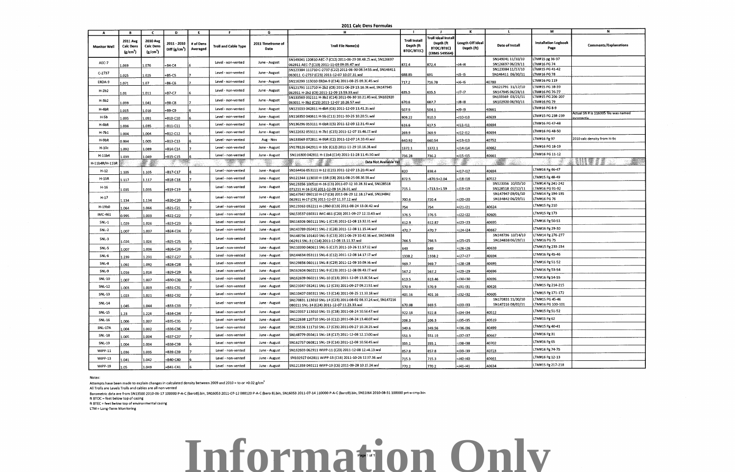## 2011 Calc Dens Formulas

| A | B | C | D | E | F | G | H | I | J | K | L | M | N |
|---|---|---|---|---|---|---|---|---|---|---|---|---|---|
| Monitor Well | 2011 Avg Calc Dens (g/cm³) | 2010 Avg Calc Dens (g/cm³) | 2011 - 2010 Diff (g/cm³) | # of Dens Averaged | Troll and Cable Type | 2011 Timeframe of Data | Troll File Name(s) | Troll Install Depth (ft BTOC/BTEC) | Troll Ideal Install Depth (ft BTOC/BTEC) (ERMS 549564) | Length Off Ideal Depth (ft) | Date of Install | Installation Logbook Page | Comments/Explanations |
| AEC-7 | 1.069 | 1.076 | =B4-C4 | 6 | Level - non-vented | June - August | SN149041 120810 AEC-7 (C12) 2011-06-29 08.48.25.wsl, SN126697 062911 AEC-7 (C13) 2011-11-03 09.05.47.wsl | 872.4 | 872.4 | =J4-I4 | SN149041 11/10/10 SN126697 06/29/11 | LTM#15 pg 36-37 LTM#16 PG 74 | |
| C-2737 | 1.025 | 1.025 | =B5-C5 | 7 | Level - non-vented | June - August | SN123384 111710 C-2737 (C22) 2011-06-30 08.54.55.wsl, SN146411 063011_C-2737 (C23) 2011-12-07 10.07.31.wsl | 688.85 | 691 | =J5-I5 | SN123384 11/17/10 SN146411 06/30/11 | LTM#15 PG 41-42 LTM#16 PG 78 | |
| ERDA-9 | 1.071 | 1.07 | =B6-C6 | 7 | Level - non-vented | June - August | SN116299 113010 ERDA-9 (C14) 2011-08-25 09.36.45.wsl | 717.2 | 716.78 | =J6-I6 | 40780 | LTM#16 PG 119 | |
| H-2b2 | 1.01 | 1.011 | =B7-C7 | 6 | Level - non-vented | June - August | SN121791 111710 H-2b2 (C8) 2011-06-29 13.16.38.wsl, SN147945 062911 H-2b2 (C9) 2011-12-09 13.59.33.wsl | 635.5 | 635.5 | =J7-I7 | SN121791 11/17/10 SN147945 06/29/11 | LTM#15 PG 38-39 LTM#16 PG 76-77 | |
| H-3b2 | 1.039 | 1.041 | =B8-C8 | 7 | Level - non-vented | June - August | SN133569 032111 H-3b2 (C14) 2011-06-30 10.21.40.wsl, SN102920 063011 H-3b2 (C15) 2011-12-07 10.26.57.wsl | 670.6 | 687.7 | =J8-I8 | SN133569 03/21/11 SN102920 06/30/11 | LTM#15 PG 206-207 LTM#16 PG 79 | |
| H-4bR | 1.015 | 1.016 | =B9-C9 | 6 | Level - non-vented | June - August | SN121033 042811 H-4bR (C6) 2011-12-09 13.41.35.wsl | 507.9 | 504.1 | =J9-I9 | 40661 | LTM#16 PG 8-9 | |
| H-5b | 1.095 | 1.091 | =B10-C10 | 6 | Level - non-vented | June - August | SN116350 040611 H-5b (C11) 2011-10-26 10.20.51.wsl | 909.22 | 910.3 | =J10-I10 | 40639 | LTM#15 PG 238-239 | Actual SN # is 116305 file was named incorrectly |
| H-6bR | 1.036 | 1.035 | =B11-C11 | 5 | Level - non-vented | June - August | SN136296 053111 H-6bR (C5) 2011-12-09 12.31.49.wsl | 616.6 | 617.5 | =J11-I11 | 40694 | LTM#16 PG 47-48 | |
| H-7b1 | 1.004 | 1.004 | =B12-C12 | 6 | Level - non-vented | June - August | SN122632 053111 H-7b1 (C15) 2011-12-07 15.46.17.wsl | 269.9 | 269.9 | =J12-I12 | 40694 | LTM#16 PG 48-50 | |
| H-9bR | 0.994 | 1.005 | =B13-C13 | 6 | Level - non-vented | Aug - Nov | SN133569 072811 H-9bR (C2) 2011-12-07 14.10.43.wsl | 640.92 | 660.54 | =J13-I13 | 40752 | LTM#16 Pg 97 | 2010 calc density from H-9c |
| H-10c | 1.092 | 1.089 | =B14-C14 | 7 | Level - non-vented | June - August | SN178126 042911 H-10c (C12) 2011-11-29 10.16.28.wsl | 1372.1 | 1372.1 | =J14-I14 | 40662 | LTM#16 PG 18-19 | |
| H-11b4 | 1.039 | 1.049 | =B15-C15 | 6 | Level - non-vented | June - August | SN116300 042811 H-11b4 (C14) 2011-11-28 11.46.50.wsl | 736.28 | 736.2 | =J15-I15 | 40661 | LTM#16 PG 11-12 | |
| H-11b4R/H-11bR | | | | | | | Data Not Available Yet | | | | | | |
| H-12 | 1.105 | 1.105 | =B17-C17 | 6 | Level - non-vented | June - August | SN164456 053111 H-12 (C21) 2011-12-07 13.20.41.wsl | 820 | 838.4 | =J17-I17 | 40694 | LTM#16 Pg 46-47 | |
| H-15R | 1.117 | 1.117 | =B18-C18 | 7 | Level - non-vented | June - August | SN121344 113010 H-15R (C8) 2011-08-25 08.36.54.wsl | 872.5 | =870.5+2.04 | =J18-I18 | 40512 | LTM#15 Pg 48-49 | |
| H-16 | 1.035 | 1.035 | =B19-C19 | 6 | Level - non-vented | June - August | SN123356 100510 H-16 (C3) 2011-07-12 10.28.31.wsl, SN128518 071211 H-16 (C4) 2011-12-09 14.26.01.wsl | 715.1 | =713.5+1.59 | =J19-I19 | SN123356 10/05/10 SN128518 07/12/11 | LTM#14 Pg 241-242 LTM#16 PG 91-92 | |
| H-17 | 1.134 | 1.134 | =B20-C20 | 6 | Level - non-vented | June - August | SN147947 090110 H-17 (C8) 2011-06-29 12.18.17.wsl, SN134842 062911 H-17 (C9) 2011-12-07 11.37.12.wsl | 700.6 | 720.4 | =J20-I20 | SN147947 09/01/10 SN134842 06/29/11 | LTM#14 Pg 194-195 LTM#16 PG 76 | |
| H-19b0 | 1.064 | 1.066 | =B21-C21 | 7 | Level - non-vented | June - August | SN123363 032211 H-19b0 (C13) 2011-08-24 13.00.42.wsl | 754 | 754 | =J21-I21 | 40624 | LTM#15 Pg 210 | |
| IMC-461 | 0.995 | 1.003 | =B22-C22 | 7 | Level - non-vented | June - August | SN153537 030311 IMC-461 (C20) 2011-09-27 12.10.43.wsl | 376.5 | 376.5 | =J22-I22 | 40605 | LTM#15 Pg 173 | |
| SNL-1 | 1.029 | 1.026 | =B23-C23 | 6 | Level - non-vented | June - August | SN116306 060111 SNL-1 (C19) 2011-12-08 13.32.31.wsl | 612.9 | 612.87 | =J23-I23 | 40695 | LTM#16 Pg 50-51 | |
| SNL-2 | 1.007 | 1.007 | =B24-C24 | 7 | Level - non-vented | June - August | SN143789 050411 SNL-2 (C28) 2011-12-08 11.15.44.wsl | 470.7 | 470.7 | =J24-I24 | 40667 | LTM#16 Pg 29-30 | |
| SNL-3 | 1.026 | 1.026 | =B25-C25 | 6 | Level - non-vented | June - August | SN148736 101410 SNL-3 (C13) 2011-06-29 10.42.38.wsl, SN134838 062911 SNL-3 ( C14) 2011-12-08 13.11.37.wsl | 766.5 | 766.5 | =J25-I25 | SN148736 10/14/10 SN134838 06/29/11 | LTM#14 Pg 276-277 LTM#16 PG 75 | |
| SNL-5 | 1.007 | 1.006 | =B26-C26 | 7 | Level - non-vented | June - August | SN110390 040611 SNL-5 (C17) 2011-10-26 11.57.32.wsl | 649 | 649 | =J26-I26 | 40639 | LTM#15 Pg 233-234 | |
| SNL-6 | 1.239 | 1.231 | =B27-C27 | 5 | Level - non-vented | June - August | SN144634 053111 SNL-6 (C12) 2011-12-08 14.17.57.wsl | 1338.2 | 1338.2 | =J27-I27 | 40694 | LTM#16 Pg 45-46 | |
| SNL-8 | 1.092 | 1.092 | =B28-C28 | 6 | Level - non-vented | June - August | SN129856 060111 SNL-8 (C29) 2011-12-09 10.09.16.wsl | 969.7 | 969.7 | =J28-I28 | 40695 | LTM#16 Pg 51-52 | |
| SNL-9 | 1.016 | 1.016 | =B29-C29 | 6 | Level - non-vented | June - August | SN162604 060211 SNL-9 (C23) 2011-12-08 09.43.17.wsl | 567.2 | 567.2 | =J29-I29 | 40696 | LTM#16 Pg 53-54 | |
| SNL-10 | 1.007 | 1.007 | =B30-C30 | 6 | Level - non-vented | June - August | SN162609 060211 SNL-10 (C13) 2011-12-09 13.06.54.wsl | 613.5 | 613.46 | =J30-I30 | 40696 | LTM#16 Pg 54-55 | |
| SNL-12 | 1.003 | 1.003 | =B31-C31 | 7 | Level - non-vented | June - August | SN121047 032411 SNL-12 (C15) 2011-09-27 09.21.51.wsl | 570.9 | 570.9 | =J31-I31 | 40626 | LTM#15 Pg 214-215 | |
| SNL-13 | 1.023 | 1.021 | =B32-C32 | 7 | Level - non-vented | June - August | SN110407 030311 SNL-13 (C14) 2011-08-25 11.33.18.wsl | 401.16 | 401.16 | =J32-I32 | 40605 | LTM#15 Pg 171-172 | |
| SNL-14 | 1.045 | 1.044 | =B33-C33 | 7 | Level - non-vented | June - August | SN170831 113010 SNL-14 (C23) 2011-08-02 08.32.24.wsl, SN147216 080211 SNL-14 (C24) 2011-12-07 11.23.33.wsl | 670.08 | 669.5 | =J33-I33 | SN170831 11/30/10 SN147216 08/02/11 | LTM#15 PG 45-46 LTM#16 PG 100-101 | |
| SNL-15 | 1.23 | 1.226 | =B34-C34 | 7 | Level - non-vented | June - August | SN123357 113010 SNL-15 (C18) 2011-08-24 10.56.47.wsl | 922.18 | 922.8 | =J34-I34 | 40512 | LTM#15 Pg 51-52 | |
| SNL-16 | 1.006 | 1.007 | =B35-C35 | 7 | Level - non-vented | June - August | SN122638 120710 SNL-16 (C12) 2011-08-24 13.48.07.wsl | 206.3 | 206.3 | =J35-I35 | 40519 | LTM#15 Pg 62 | |
| SNL-17A | 1.004 | 1.002 | =B36-C36 | 7 | Level - non-vented | June - August | SN115536 111710 SNL-17 (C15) 2011-09-27 10.28.15.wsl | 349.6 | 349.56 | =J36-I36 | 40499 | LTM#15 Pg 40-41 | |
| SNL-18 | 1.005 | 1.004 | =B37-C37 | 7 | Level - non-vented | June - August | SN148779 050411 SNL-18 (C17) 2011-12-08 12.13.00.wsl | 551.3 | 551.19 | =J37-I37 | 40667 | LTM#16 Pg 31 | |
| SNL-19 | 1.004 | 1.004 | =B38-C38 | 6 | Level - non-vented | June - August | SN162757 060811 SNL-19 (C14) 2011-12-08 10.58.45.wsl | 355.1 | 355.1 | =J38-I38 | 40702 | LTM#16 Pg 65 | |
| WIPP-11 | 1.036 | 1.035 | =B39-C39 | 7 | Level - non-vented | June - August | SN162603 062911 WIPP-11 (C23) 2011-12-08 12.44.13.wsl | 857.8 | 857.8 | =J39-I39 | 40723 | LTM#16 Pg 74-75 | |
| WIPP-13 | 1.041 | 1.042 | =B40-C40 | 6 | Level - non-vented | June - August | SN102927 042811 WIPP-13 (C16) 2011-10-26 12.37.36.wsl | 715.3 | 715.3 | =J40-I40 | 40661 | LTM#16 Pg 12-13 | |
| WIPP-19 | 1.05 | 1.049 | =B41-C41 | 6 | Level - non-vented | June - August | SN121359 040111 WIPP-19 (C6) 2011-09-28 10.15.24.wsl | 770.2 | 770.2 | =J41-I41 | 40634 | LTM#15 Pg 217-218 | |

Notes:

Attempts have been made to explain changes in calculated density between 2009 and 2010 = to or >0.02 g/cm³

All Trolls are Levels Trolls and cables are all non-vented

Barometric data are from SN13500 2010-06-17 100000 P-A-C (baro8).bin, SN16053 2011-07-12 080120 P-A-C (baro 8).bin, SN16053 2011-07-14 110000 P-A-C (baro9).bin, SN11064 2010-08-31 100000 prt-a-cmp.bin

ft BTOC = feet below top of casing

ft BTEC = feet below top of environmental casing

LTM = Long-Term Monitoring

# Information Only